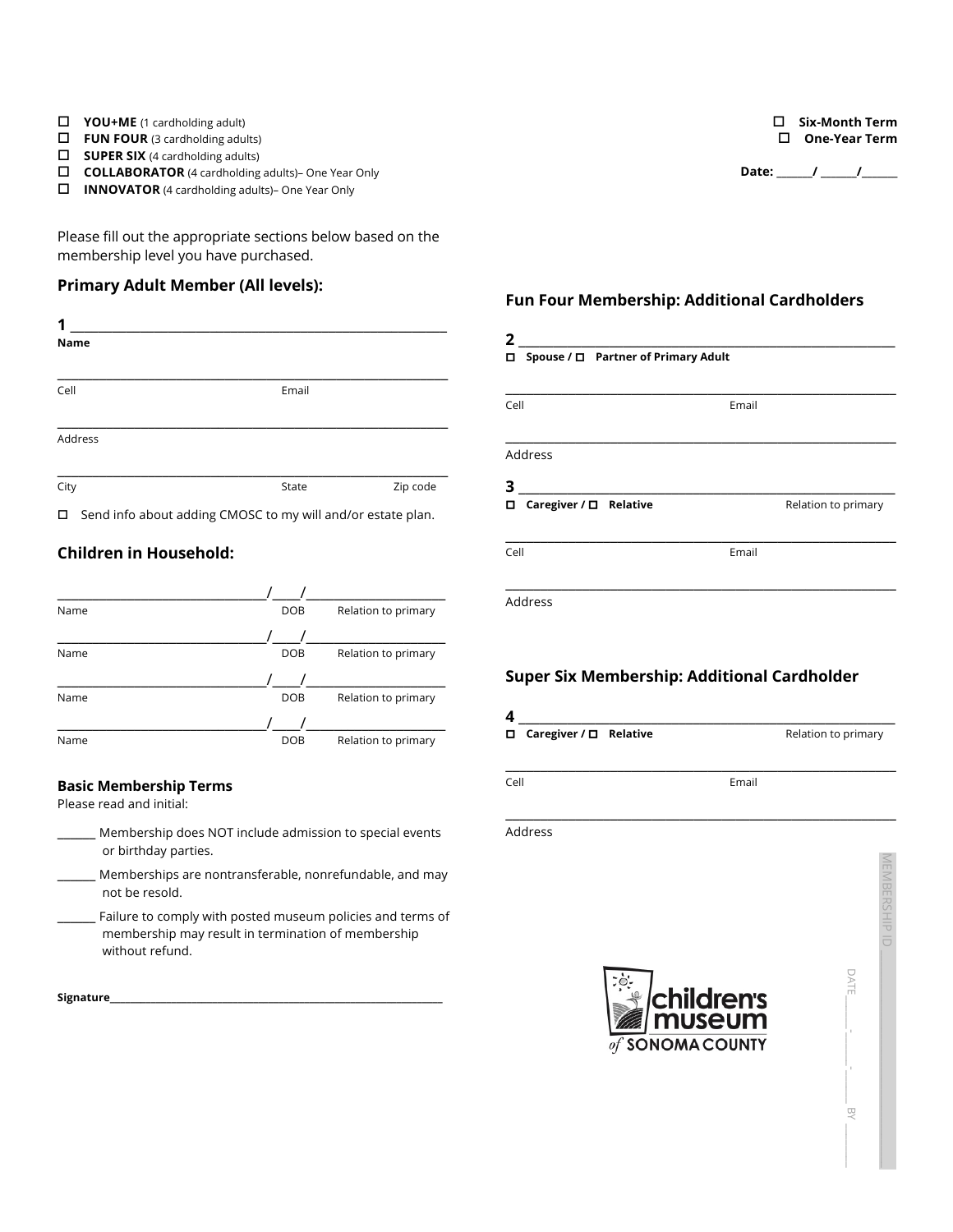- ☐ **YOU+ME** (1 cardholding adult)
- ☐ **FUN FOUR** (3 cardholding adults)
- ☐ **SUPER SIX** (4 cardholding adults)
- ☐ **COLLABORATOR** (4 cardholding adults)– One Year Only
- ☐ **INNOVATOR** (4 cardholding adults)– One Year Only

☐ **Six-Month Term**
☐ **One-Year Term**

**Date:** ______/ ______/______

Please fill out the appropriate sections below based on the membership level you have purchased.

### Primary Adult Member (All levels):

**1** ____________________________________________
**Name**

____________________________________________
Cell Email

____________________________________________
Address

____________________________________________
City State Zip code

☐ Send info about adding CMOSC to my will and/or estate plan.

### Children in Household:

____________________/____/________________
Name DOB Relation to primary

____________________/____/________________
Name DOB Relation to primary

____________________/____/________________
Name DOB Relation to primary

____________________/____/________________
Name DOB Relation to primary

#### Basic Membership Terms

Please read and initial:

______ Membership does NOT include admission to special events or birthday parties.

______ Memberships are nontransferable, nonrefundable, and may not be resold.

______ Failure to comply with posted museum policies and terms of membership may result in termination of membership without refund.

**Signature**____________________________________________

### Fun Four Membership: Additional Cardholders

**2** ____________________________________________
☐ **Spouse /** ☐ **Partner of Primary Adult**

____________________________________________
Cell Email

____________________________________________
Address

**3** ____________________________________________
☐ **Caregiver /** ☐ **Relative** Relation to primary

____________________________________________
Cell Email

____________________________________________
Address

### Super Six Membership: Additional Cardholder

**4** ____________________________________________
☐ **Caregiver /** ☐ **Relative** Relation to primary

____________________________________________
Cell Email

____________________________________________
Address

children's museum of SONOMA COUNTY

MEMBERSHIP ID ______

DATE ____/____/____ BY ______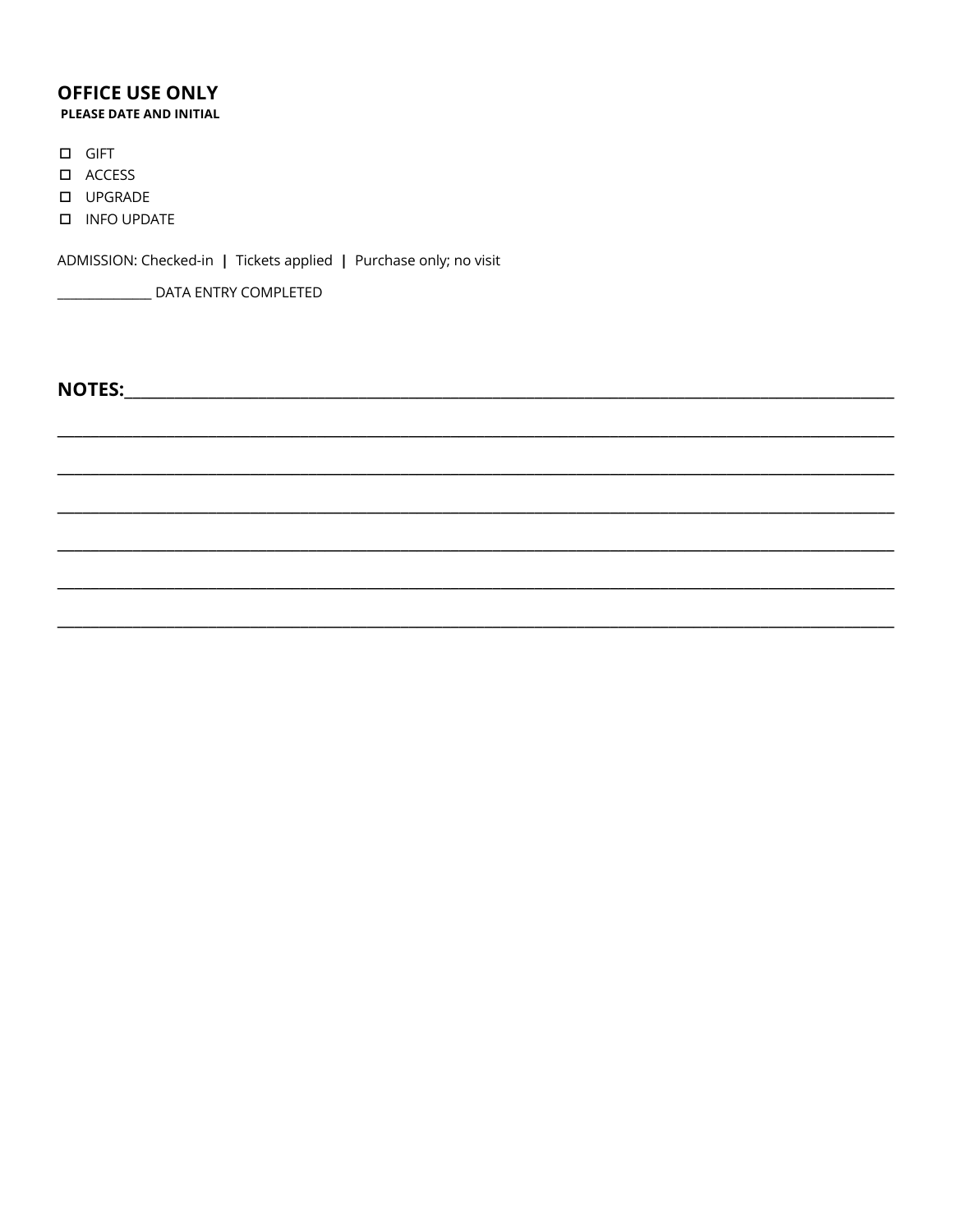## OFFICE USE ONLY

**PLEASE DATE AND INITIAL**

- ☐ GIFT
- ☐ ACCESS
- ☐ UPGRADE
- ☐ INFO UPDATE

ADMISSION: Checked-in **|** Tickets applied **|** Purchase only; no visit

_______________ DATA ENTRY COMPLETED

**NOTES:**_______________________________________________________________________________

_______________________________________________________________________________________

_______________________________________________________________________________________

_______________________________________________________________________________________

_______________________________________________________________________________________

_______________________________________________________________________________________

_______________________________________________________________________________________